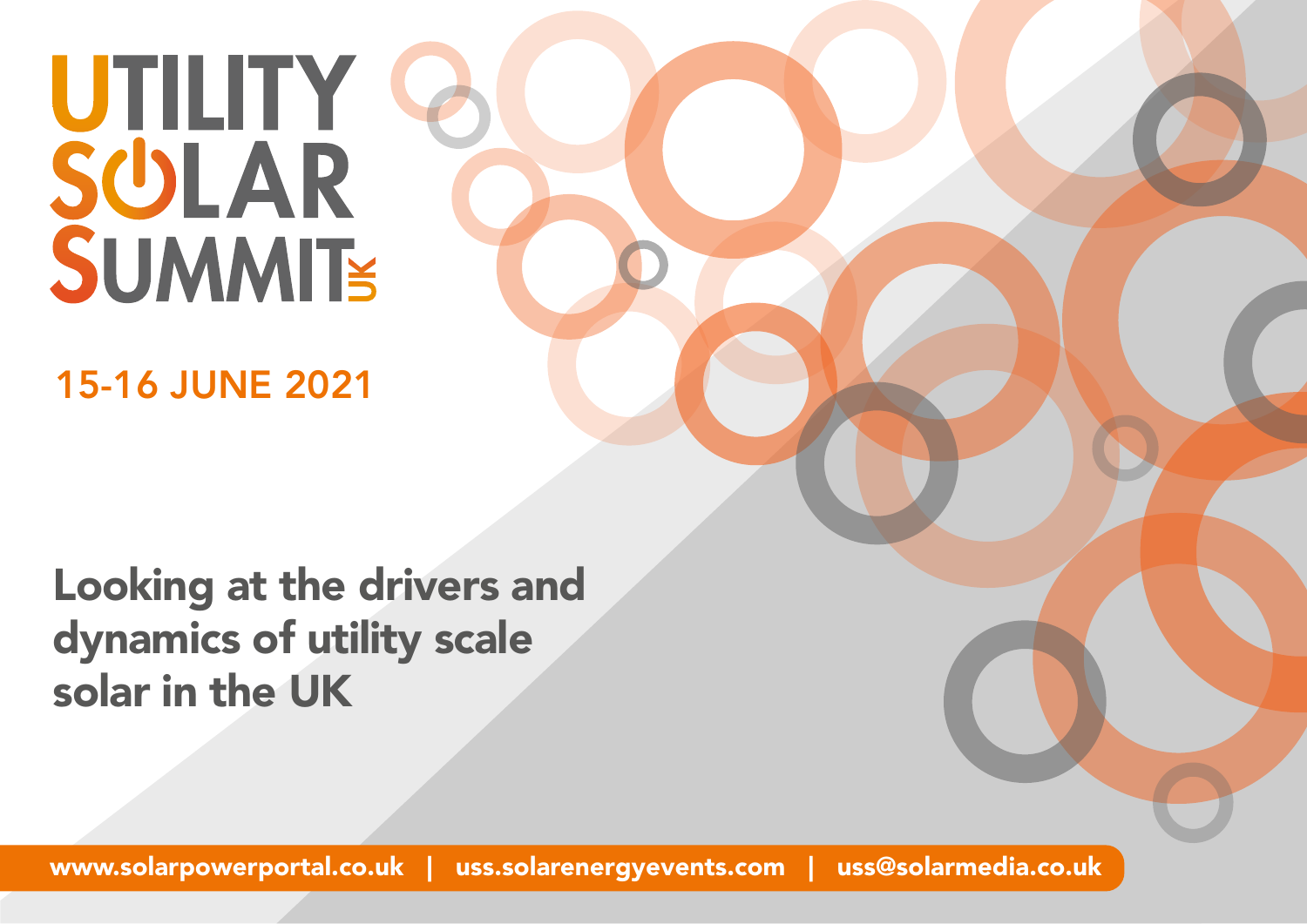# UTILITY SOLAR SUMMIT UK

## 15-16 JUNE 2021

**Looking at the drivers and dynamics of utility scale solar in the UK**

www.solarpowerportal.co.uk | uss.solarenergyevents.com | uss@solarmedia.co.uk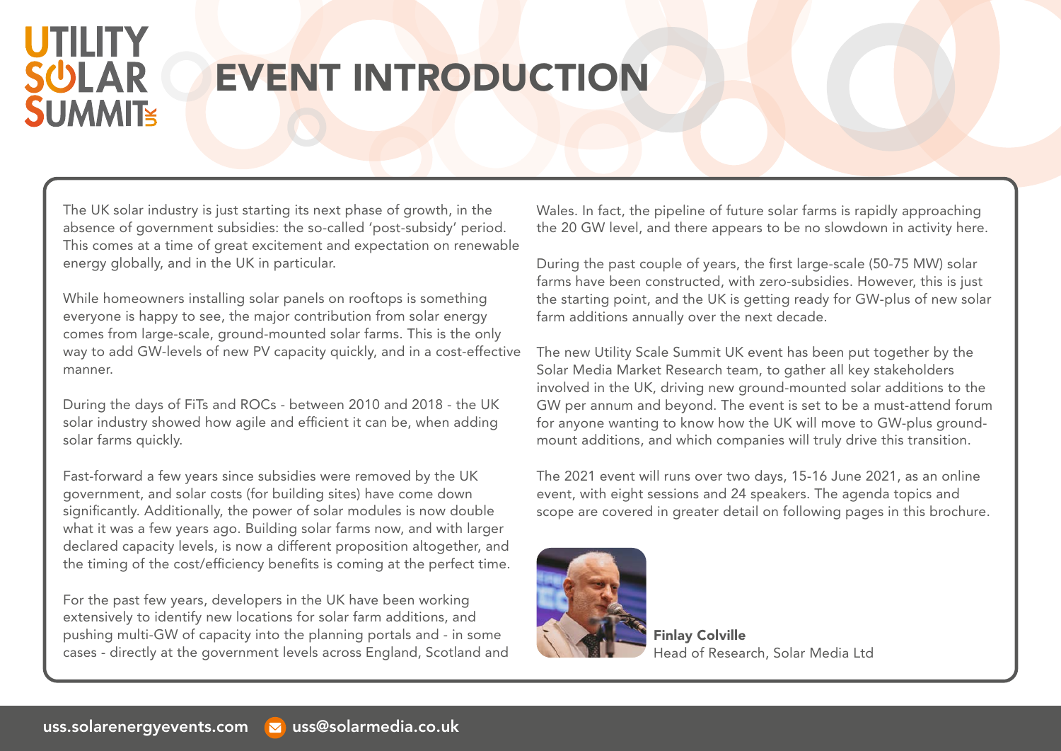# EVENT INTRODUCTION

The UK solar industry is just starting its next phase of growth, in the absence of government subsidies: the so-called 'post-subsidy' period. This comes at a time of great excitement and expectation on renewable energy globally, and in the UK in particular.

While homeowners installing solar panels on rooftops is something everyone is happy to see, the major contribution from solar energy comes from large-scale, ground-mounted solar farms. This is the only way to add GW-levels of new PV capacity quickly, and in a cost-effective manner.

During the days of FiTs and ROCs - between 2010 and 2018 - the UK solar industry showed how agile and efficient it can be, when adding solar farms quickly.

Fast-forward a few years since subsidies were removed by the UK government, and solar costs (for building sites) have come down significantly. Additionally, the power of solar modules is now double what it was a few years ago. Building solar farms now, and with larger declared capacity levels, is now a different proposition altogether, and the timing of the cost/efficiency benefits is coming at the perfect time.

For the past few years, developers in the UK have been working extensively to identify new locations for solar farm additions, and pushing multi-GW of capacity into the planning portals and - in some cases - directly at the government levels across England, Scotland and Wales. In fact, the pipeline of future solar farms is rapidly approaching the 20 GW level, and there appears to be no slowdown in activity here.

During the past couple of years, the first large-scale (50-75 MW) solar farms have been constructed, with zero-subsidies. However, this is just the starting point, and the UK is getting ready for GW-plus of new solar farm additions annually over the next decade.

The new Utility Scale Summit UK event has been put together by the Solar Media Market Research team, to gather all key stakeholders involved in the UK, driving new ground-mounted solar additions to the GW per annum and beyond. The event is set to be a must-attend forum for anyone wanting to know how the UK will move to GW-plus ground-mount additions, and which companies will truly drive this transition.

The 2021 event will runs over two days, 15-16 June 2021, as an online event, with eight sessions and 24 speakers. The agenda topics and scope are covered in greater detail on following pages in this brochure.

**Finlay Colville**
Head of Research, Solar Media Ltd

uss.solarenergyevents.com uss@solarmedia.co.uk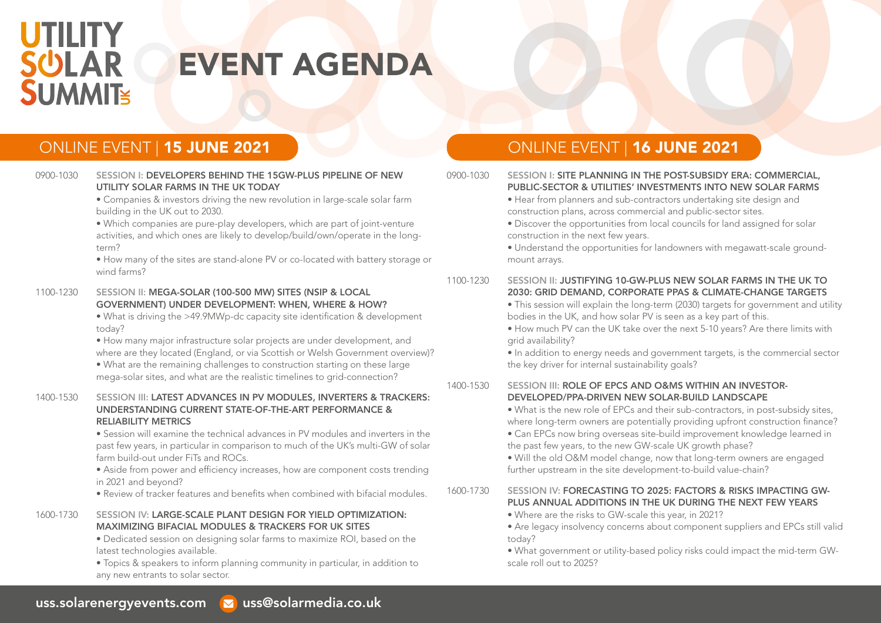# UTILITY SOLAR SUMMIT UK

# EVENT AGENDA

## ONLINE EVENT | 15 JUNE 2021

**0900-1030** SESSION I: **DEVELOPERS BEHIND THE 15GW-PLUS PIPELINE OF NEW UTILITY SOLAR FARMS IN THE UK TODAY**

- Companies & investors driving the new revolution in large-scale solar farm building in the UK out to 2030.
- Which companies are pure-play developers, which are part of joint-venture activities, and which ones are likely to develop/build/own/operate in the long-term?
- How many of the sites are stand-alone PV or co-located with battery storage or wind farms?

**1100-1230** SESSION II: **MEGA-SOLAR (100-500 MW) SITES (NSIP & LOCAL GOVERNMENT) UNDER DEVELOPMENT: WHEN, WHERE & HOW?**

- What is driving the >49.9MWp-dc capacity site identification & development today?
- How many major infrastructure solar projects are under development, and where are they located (England, or via Scottish or Welsh Government overview)?
- What are the remaining challenges to construction starting on these large mega-solar sites, and what are the realistic timelines to grid-connection?

**1400-1530** SESSION III: **LATEST ADVANCES IN PV MODULES, INVERTERS & TRACKERS: UNDERSTANDING CURRENT STATE-OF-THE-ART PERFORMANCE & RELIABILITY METRICS**

- Session will examine the technical advances in PV modules and inverters in the past few years, in particular in comparison to much of the UK's multi-GW of solar farm build-out under FiTs and ROCs.
- Aside from power and efficiency increases, how are component costs trending in 2021 and beyond?
- Review of tracker features and benefits when combined with bifacial modules.

**1600-1730** SESSION IV: **LARGE-SCALE PLANT DESIGN FOR YIELD OPTIMIZATION: MAXIMIZING BIFACIAL MODULES & TRACKERS FOR UK SITES**

- Dedicated session on designing solar farms to maximize ROI, based on the latest technologies available.
- Topics & speakers to inform planning community in particular, in addition to any new entrants to solar sector.

## ONLINE EVENT | 16 JUNE 2021

**0900-1030** SESSION I: **SITE PLANNING IN THE POST-SUBSIDY ERA: COMMERCIAL, PUBLIC-SECTOR & UTILITIES' INVESTMENTS INTO NEW SOLAR FARMS**

- Hear from planners and sub-contractors undertaking site design and construction plans, across commercial and public-sector sites.
- Discover the opportunities from local councils for land assigned for solar construction in the next few years.
- Understand the opportunities for landowners with megawatt-scale ground-mount arrays.

**1100-1230** SESSION II: **JUSTIFYING 10-GW-PLUS NEW SOLAR FARMS IN THE UK TO 2030: GRID DEMAND, CORPORATE PPAS & CLIMATE-CHANGE TARGETS**

- This session will explain the long-term (2030) targets for government and utility bodies in the UK, and how solar PV is seen as a key part of this.
- How much PV can the UK take over the next 5-10 years? Are there limits with grid availability?
- In addition to energy needs and government targets, is the commercial sector the key driver for internal sustainability goals?

**1400-1530** SESSION III: **ROLE OF EPCS AND O&MS WITHIN AN INVESTOR-DEVELOPED/PPA-DRIVEN NEW SOLAR-BUILD LANDSCAPE**

- What is the new role of EPCs and their sub-contractors, in post-subsidy sites, where long-term owners are potentially providing upfront construction finance?
- Can EPCs now bring overseas site-build improvement knowledge learned in the past few years, to the new GW-scale UK growth phase?
- Will the old O&M model change, now that long-term owners are engaged further upstream in the site development-to-build value-chain?

**1600-1730** SESSION IV: **FORECASTING TO 2025: FACTORS & RISKS IMPACTING GW-PLUS ANNUAL ADDITIONS IN THE UK DURING THE NEXT FEW YEARS**

- Where are the risks to GW-scale this year, in 2021?
- Are legacy insolvency concerns about component suppliers and EPCs still valid today?
- What government or utility-based policy risks could impact the mid-term GW-scale roll out to 2025?

uss.solarenergyevents.com | uss@solarmedia.co.uk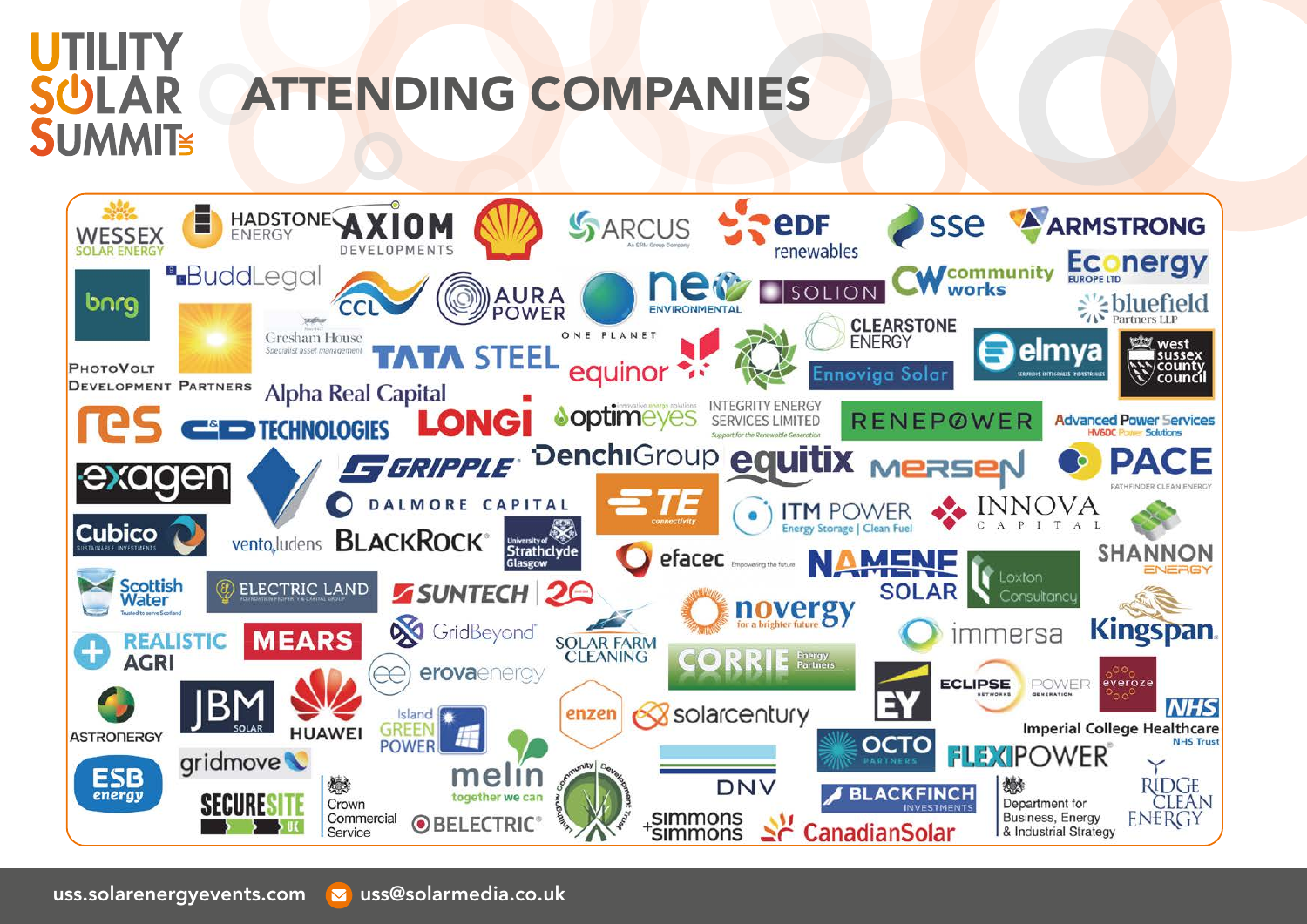# ATTENDING COMPANIES

Wessex Solar Energy, Hadstone Energy, Axiom Developments, Shell, Arcus, EDF Renewables, SSE, Armstrong, BNRG, BuddLegal, CCL, Aura Power, One Planet, Neo Environmental, Solion, Community Works, Econergy Europe Ltd, Bluefield Partners LLP, PhotoVolt Development Partners, Gresham House, Tata Steel, Equinor, Clearstone Energy, Ennoviga Solar, Elmya, West Sussex County Council, Alpha Real Capital, RES, C&D Technologies, LONGi, Optimeyes, Integrity Energy Services Limited, Renepower, Advanced Power Services, Exagen, Gripple, DenchiGroup, Equitix, Mersen, PACE Pathfinder Clean Energy, Dalmore Capital, Cubico Sustainable Investments, Vento Ludens, BlackRock, University of Strathclyde Glasgow, TE Connectivity, ITM Power, Innova Capital, Efacec, Namene Solar, Shannon Energy, Scottish Water, Electric Land, Suntech, Loxton Consultancy, Novergy, Kingspan, Realistic Agri, Mears, GridBeyond, Solar Farm Cleaning, Corrie Energy Partners, Immersa, Erova Energy, EY, Eclipse Power Networks, Everoze, Astroenergy, JBM Solar, Huawei, Island Green Power, Enzen, Solarcentury, Imperial College Healthcare NHS Trust, Octo Partners, Flexipower, Gridmove, Melin, DNV, ESB Energy, SecureSite UK, Crown Commercial Service, Belectric, Community Development Trust, Simmons+Simmons, Blackfinch Investments, CanadianSolar, Department for Business, Energy & Industrial Strategy, Ridge Clean Energy

uss.solarenergyevents.com uss@solarmedia.co.uk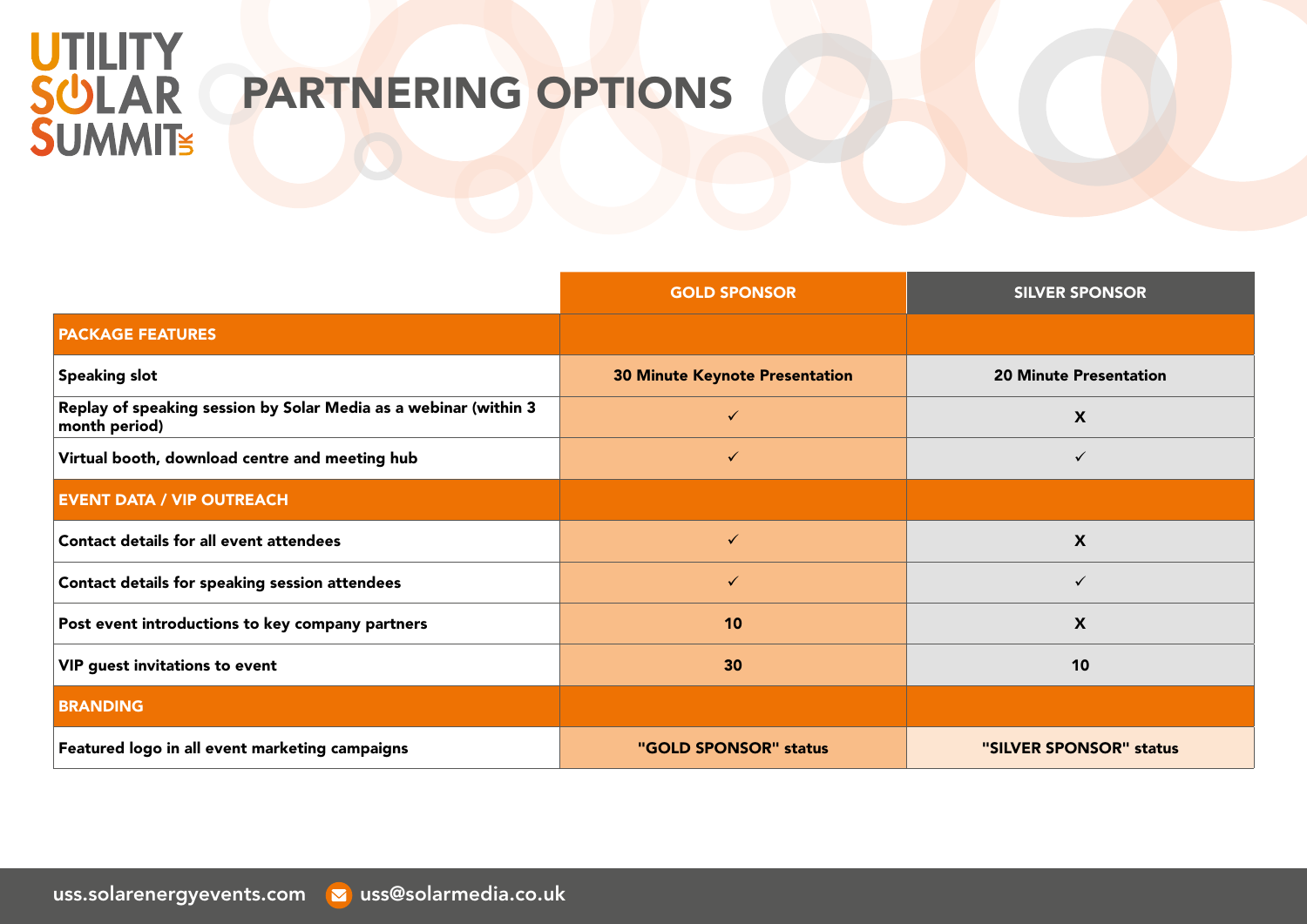UTILITY SOLAR SUMMIT UK

# PARTNERING OPTIONS

| | GOLD SPONSOR | SILVER SPONSOR |
|---|---|---|
| **PACKAGE FEATURES** | | |
| Speaking slot | 30 Minute Keynote Presentation | 20 Minute Presentation |
| Replay of speaking session by Solar Media as a webinar (within 3 month period) | ✓ | X |
| Virtual booth, download centre and meeting hub | ✓ | ✓ |
| **EVENT DATA / VIP OUTREACH** | | |
| Contact details for all event attendees | ✓ | X |
| Contact details for speaking session attendees | ✓ | ✓ |
| Post event introductions to key company partners | 10 | X |
| VIP guest invitations to event | 30 | 10 |
| **BRANDING** | | |
| Featured logo in all event marketing campaigns | "GOLD SPONSOR" status | "SILVER SPONSOR" status |

uss.solarenergyevents.com uss@solarmedia.co.uk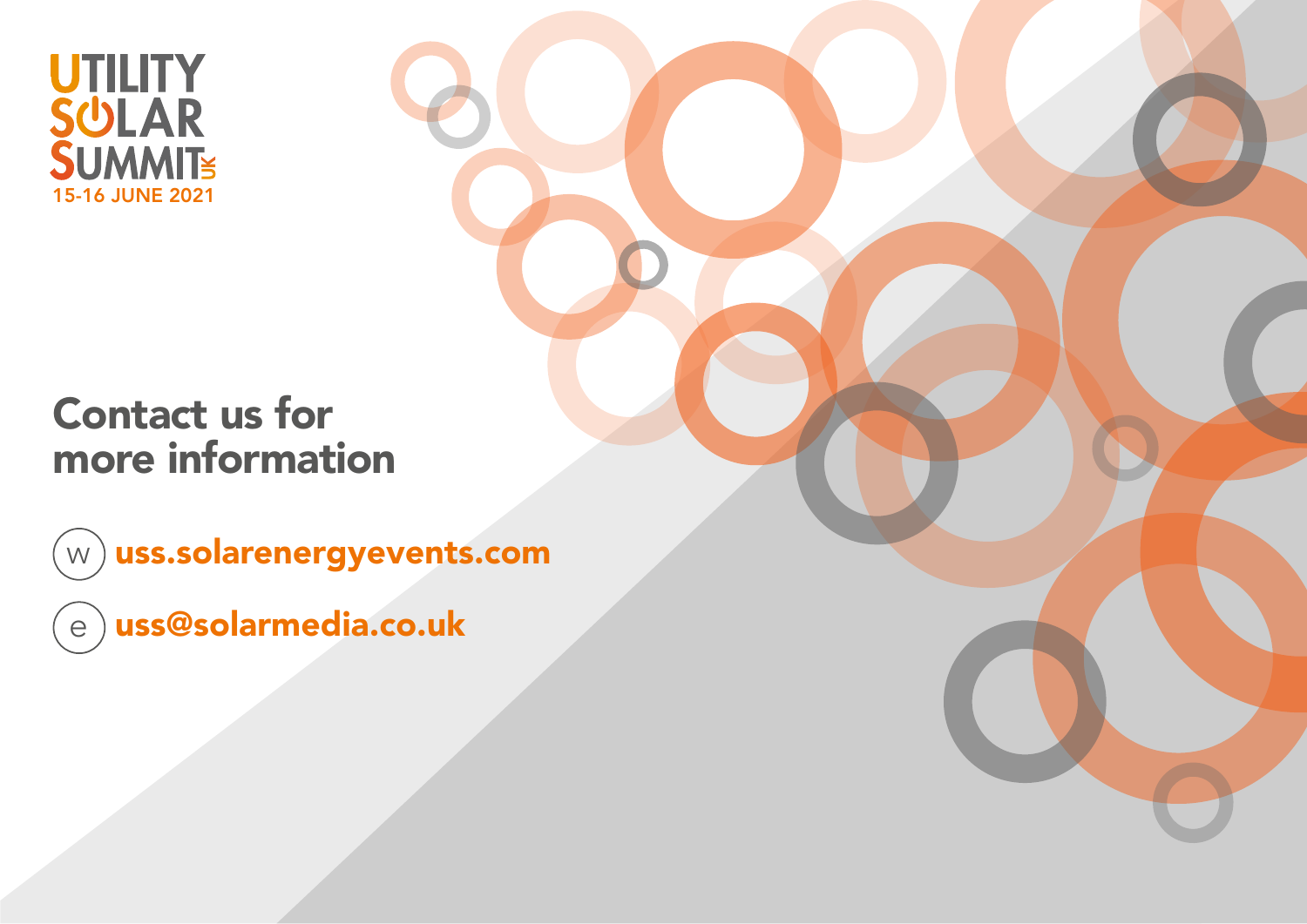UTILITY SOLAR SUMMIT UK

15-16 JUNE 2021

## Contact us for more information

w uss.solarenergyevents.com

e uss@solarmedia.co.uk